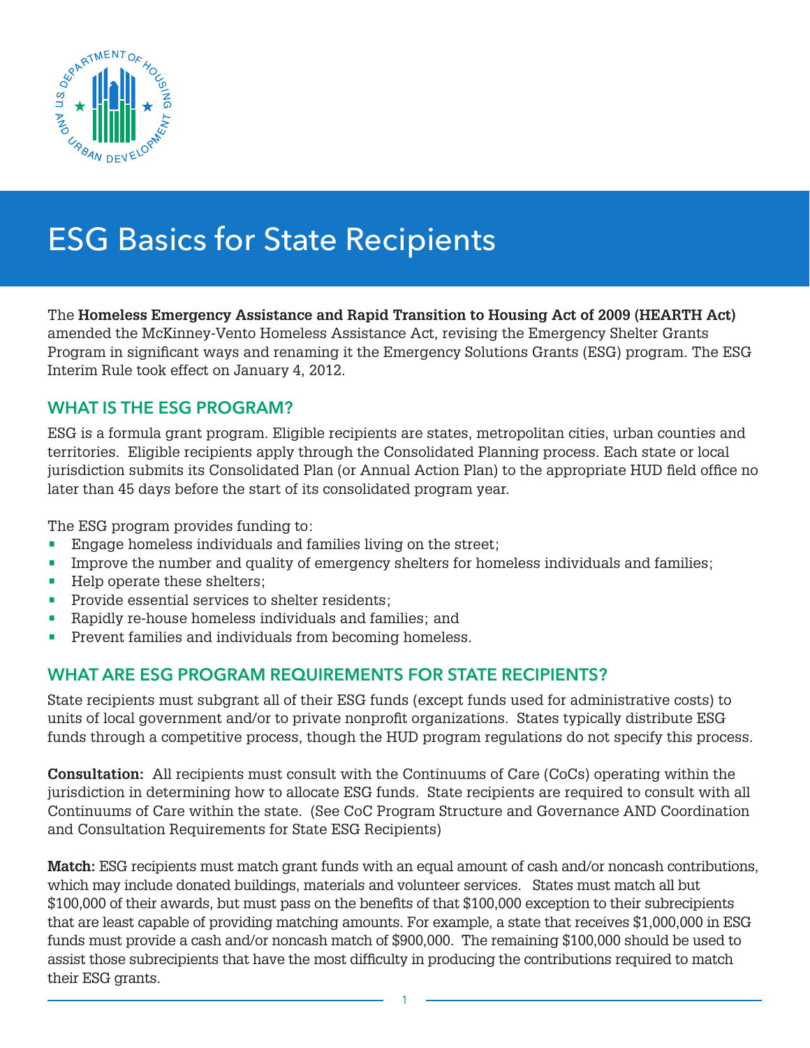# ESG Basics for State Recipients

The **Homeless Emergency Assistance and Rapid Transition to Housing Act of 2009 (HEARTH Act)** amended the McKinney-Vento Homeless Assistance Act, revising the Emergency Shelter Grants Program in significant ways and renaming it the Emergency Solutions Grants (ESG) program. The ESG Interim Rule took effect on January 4, 2012.

## WHAT IS THE ESG PROGRAM?

ESG is a formula grant program. Eligible recipients are states, metropolitan cities, urban counties and territories. Eligible recipients apply through the Consolidated Planning process. Each state or local jurisdiction submits its Consolidated Plan (or Annual Action Plan) to the appropriate HUD field office no later than 45 days before the start of its consolidated program year.

The ESG program provides funding to:

- Engage homeless individuals and families living on the street;
- Improve the number and quality of emergency shelters for homeless individuals and families;
- Help operate these shelters;
- Provide essential services to shelter residents;
- Rapidly re-house homeless individuals and families; and
- Prevent families and individuals from becoming homeless.

## WHAT ARE ESG PROGRAM REQUIREMENTS FOR STATE RECIPIENTS?

State recipients must subgrant all of their ESG funds (except funds used for administrative costs) to units of local government and/or to private nonprofit organizations. States typically distribute ESG funds through a competitive process, though the HUD program regulations do not specify this process.

**Consultation:** All recipients must consult with the Continuums of Care (CoCs) operating within the jurisdiction in determining how to allocate ESG funds. State recipients are required to consult with all Continuums of Care within the state. (See CoC Program Structure and Governance AND Coordination and Consultation Requirements for State ESG Recipients)

**Match:** ESG recipients must match grant funds with an equal amount of cash and/or noncash contributions, which may include donated buildings, materials and volunteer services. States must match all but $100,000 of their awards, but must pass on the benefits of that $100,000 exception to their subrecipients that are least capable of providing matching amounts. For example, a state that receives $1,000,000 in ESG funds must provide a cash and/or noncash match of $900,000. The remaining $100,000 should be used to assist those subrecipients that have the most difficulty in producing the contributions required to match their ESG grants.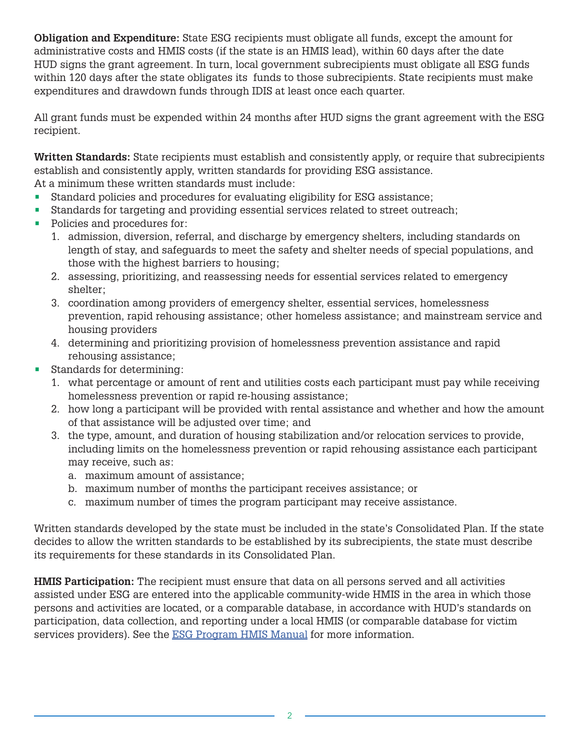**Obligation and Expenditure:** State ESG recipients must obligate all funds, except the amount for administrative costs and HMIS costs (if the state is an HMIS lead), within 60 days after the date HUD signs the grant agreement. In turn, local government subrecipients must obligate all ESG funds within 120 days after the state obligates its funds to those subrecipients. State recipients must make expenditures and drawdown funds through IDIS at least once each quarter.

All grant funds must be expended within 24 months after HUD signs the grant agreement with the ESG recipient.

**Written Standards:** State recipients must establish and consistently apply, or require that subrecipients establish and consistently apply, written standards for providing ESG assistance.
At a minimum these written standards must include:

- Standard policies and procedures for evaluating eligibility for ESG assistance;
- Standards for targeting and providing essential services related to street outreach;
- Policies and procedures for:
  1. admission, diversion, referral, and discharge by emergency shelters, including standards on length of stay, and safeguards to meet the safety and shelter needs of special populations, and those with the highest barriers to housing;
  2. assessing, prioritizing, and reassessing needs for essential services related to emergency shelter;
  3. coordination among providers of emergency shelter, essential services, homelessness prevention, rapid rehousing assistance; other homeless assistance; and mainstream service and housing providers
  4. determining and prioritizing provision of homelessness prevention assistance and rapid rehousing assistance;
- Standards for determining:
  1. what percentage or amount of rent and utilities costs each participant must pay while receiving homelessness prevention or rapid re-housing assistance;
  2. how long a participant will be provided with rental assistance and whether and how the amount of that assistance will be adjusted over time; and
  3. the type, amount, and duration of housing stabilization and/or relocation services to provide, including limits on the homelessness prevention or rapid rehousing assistance each participant may receive, such as:
     a. maximum amount of assistance;
     b. maximum number of months the participant receives assistance; or
     c. maximum number of times the program participant may receive assistance.

Written standards developed by the state must be included in the state's Consolidated Plan. If the state decides to allow the written standards to be established by its subrecipients, the state must describe its requirements for these standards in its Consolidated Plan.

**HMIS Participation:** The recipient must ensure that data on all persons served and all activities assisted under ESG are entered into the applicable community-wide HMIS in the area in which those persons and activities are located, or a comparable database, in accordance with HUD's standards on participation, data collection, and reporting under a local HMIS (or comparable database for victim services providers). See the ESG Program HMIS Manual for more information.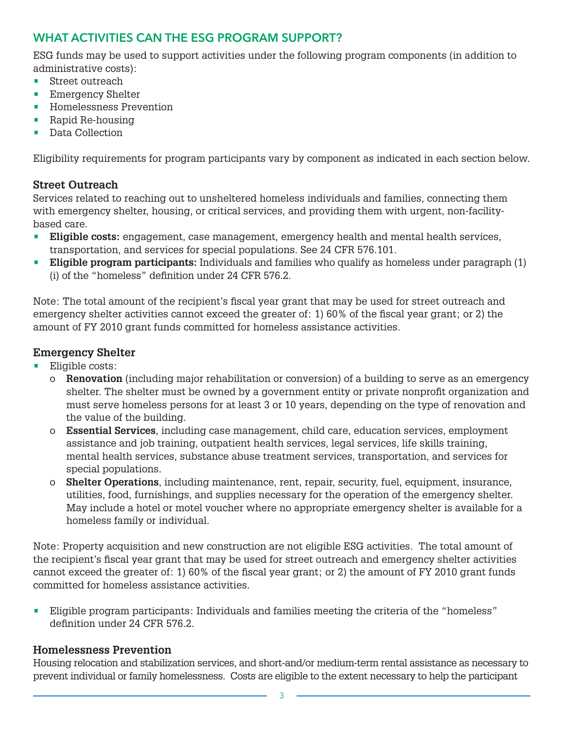## WHAT ACTIVITIES CAN THE ESG PROGRAM SUPPORT?

ESG funds may be used to support activities under the following program components (in addition to administrative costs):

- Street outreach
- Emergency Shelter
- Homelessness Prevention
- Rapid Re-housing
- Data Collection

Eligibility requirements for program participants vary by component as indicated in each section below.

### Street Outreach

Services related to reaching out to unsheltered homeless individuals and families, connecting them with emergency shelter, housing, or critical services, and providing them with urgent, non-facility-based care.

- **Eligible costs:** engagement, case management, emergency health and mental health services, transportation, and services for special populations. See 24 CFR 576.101.
- **Eligible program participants:** Individuals and families who qualify as homeless under paragraph (1)(i) of the "homeless" definition under 24 CFR 576.2.

Note: The total amount of the recipient's fiscal year grant that may be used for street outreach and emergency shelter activities cannot exceed the greater of: 1) 60% of the fiscal year grant; or 2) the amount of FY 2010 grant funds committed for homeless assistance activities.

### Emergency Shelter

- Eligible costs:
  - **Renovation** (including major rehabilitation or conversion) of a building to serve as an emergency shelter. The shelter must be owned by a government entity or private nonprofit organization and must serve homeless persons for at least 3 or 10 years, depending on the type of renovation and the value of the building.
  - **Essential Services**, including case management, child care, education services, employment assistance and job training, outpatient health services, legal services, life skills training, mental health services, substance abuse treatment services, transportation, and services for special populations.
  - **Shelter Operations**, including maintenance, rent, repair, security, fuel, equipment, insurance, utilities, food, furnishings, and supplies necessary for the operation of the emergency shelter. May include a hotel or motel voucher where no appropriate emergency shelter is available for a homeless family or individual.

Note: Property acquisition and new construction are not eligible ESG activities. The total amount of the recipient's fiscal year grant that may be used for street outreach and emergency shelter activities cannot exceed the greater of: 1) 60% of the fiscal year grant; or 2) the amount of FY 2010 grant funds committed for homeless assistance activities.

- Eligible program participants: Individuals and families meeting the criteria of the "homeless" definition under 24 CFR 576.2.

### Homelessness Prevention

Housing relocation and stabilization services, and short-and/or medium-term rental assistance as necessary to prevent individual or family homelessness. Costs are eligible to the extent necessary to help the participant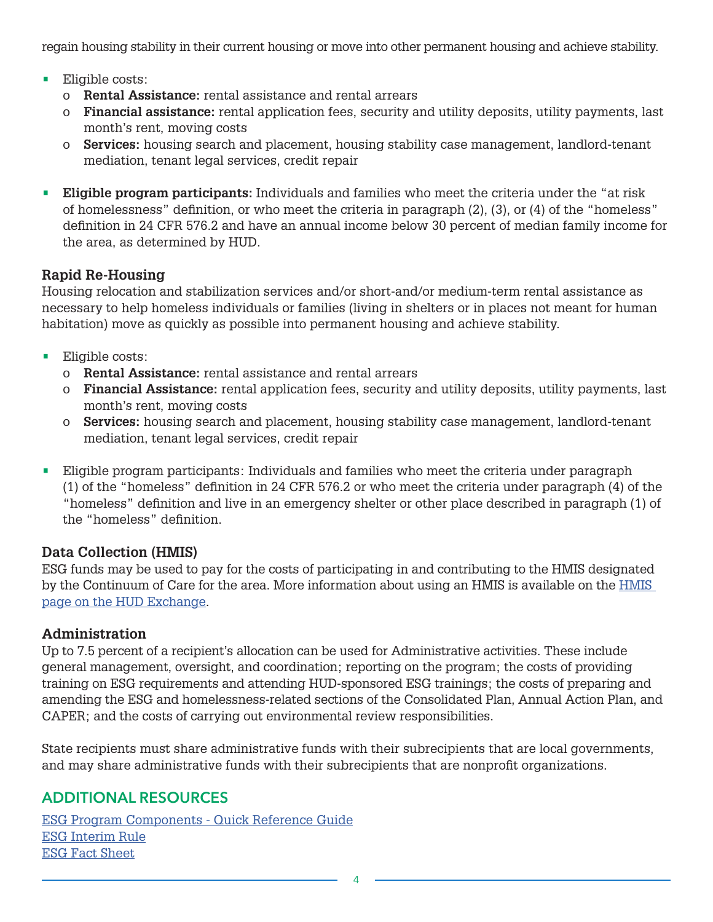regain housing stability in their current housing or move into other permanent housing and achieve stability.

- Eligible costs:
  - **Rental Assistance:** rental assistance and rental arrears
  - **Financial assistance:** rental application fees, security and utility deposits, utility payments, last month's rent, moving costs
  - **Services:** housing search and placement, housing stability case management, landlord-tenant mediation, tenant legal services, credit repair

- **Eligible program participants:** Individuals and families who meet the criteria under the "at risk of homelessness" definition, or who meet the criteria in paragraph (2), (3), or (4) of the "homeless" definition in 24 CFR 576.2 and have an annual income below 30 percent of median family income for the area, as determined by HUD.

### Rapid Re-Housing

Housing relocation and stabilization services and/or short-and/or medium-term rental assistance as necessary to help homeless individuals or families (living in shelters or in places not meant for human habitation) move as quickly as possible into permanent housing and achieve stability.

- Eligible costs:
  - **Rental Assistance:** rental assistance and rental arrears
  - **Financial Assistance:** rental application fees, security and utility deposits, utility payments, last month's rent, moving costs
  - **Services:** housing search and placement, housing stability case management, landlord-tenant mediation, tenant legal services, credit repair

- Eligible program participants: Individuals and families who meet the criteria under paragraph (1) of the "homeless" definition in 24 CFR 576.2 or who meet the criteria under paragraph (4) of the "homeless" definition and live in an emergency shelter or other place described in paragraph (1) of the "homeless" definition.

### Data Collection (HMIS)

ESG funds may be used to pay for the costs of participating in and contributing to the HMIS designated by the Continuum of Care for the area. More information about using an HMIS is available on the [HMIS page on the HUD Exchange]().

### Administration

Up to 7.5 percent of a recipient's allocation can be used for Administrative activities. These include general management, oversight, and coordination; reporting on the program; the costs of providing training on ESG requirements and attending HUD-sponsored ESG trainings; the costs of preparing and amending the ESG and homelessness-related sections of the Consolidated Plan, Annual Action Plan, and CAPER; and the costs of carrying out environmental review responsibilities.

State recipients must share administrative funds with their subrecipients that are local governments, and may share administrative funds with their subrecipients that are nonprofit organizations.

## ADDITIONAL RESOURCES

[ESG Program Components - Quick Reference Guide]()
[ESG Interim Rule]()
[ESG Fact Sheet]()